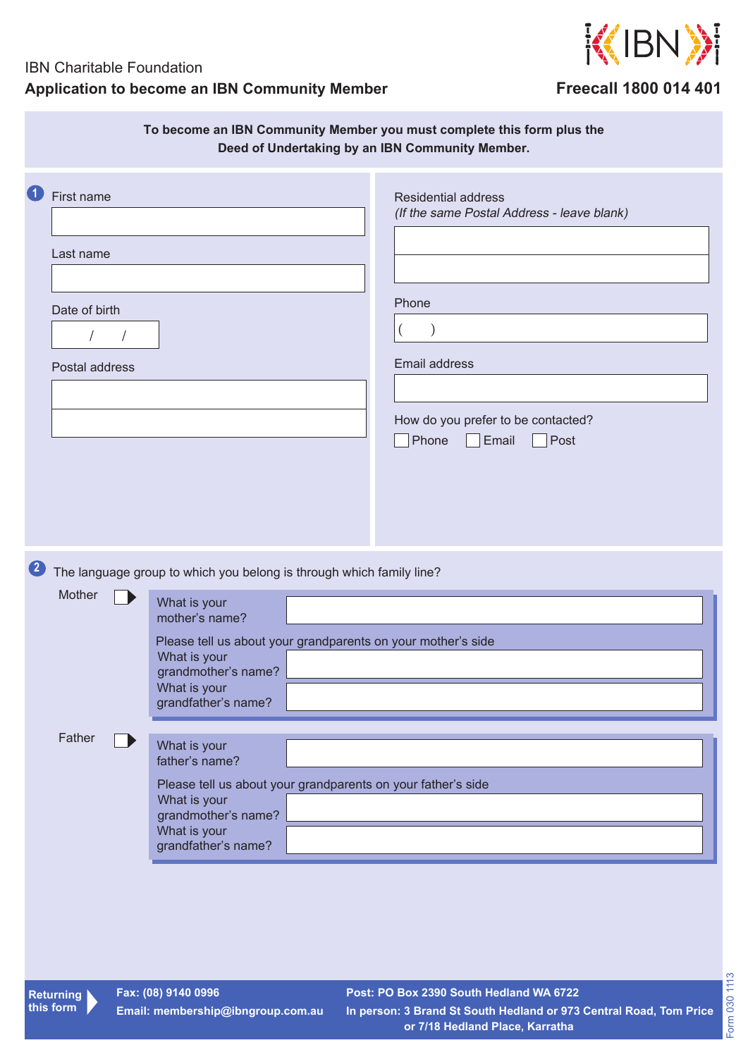IBN Charitable Foundation

## Application to become an IBN Community Member

**Freecall 1800 014 401**

**To become an IBN Community Member you must complete this form plus the Deed of Undertaking by an IBN Community Member.**

**1**

First name

Last name

Date of birth

/ /

Postal address

Residential address
*(If the same Postal Address - leave blank)*

Phone

( )

Email address

How do you prefer to be contacted?

☐ Phone ☐ Email ☐ Post

**2** The language group to which you belong is through which family line?

Mother ☐

What is your mother's name?

Please tell us about your grandparents on your mother's side

What is your grandmother's name?

What is your grandfather's name?

Father ☐

What is your father's name?

Please tell us about your grandparents on your father's side

What is your grandmother's name?

What is your grandfather's name?

**Returning this form**

**Fax: (08) 9140 0996**

**Email: membership@ibngroup.com.au**

**Post: PO Box 2390 South Hedland WA 6722**

**In person: 3 Brand St South Hedland or 973 Central Road, Tom Price or 7/18 Hedland Place, Karratha**

Form 030 1113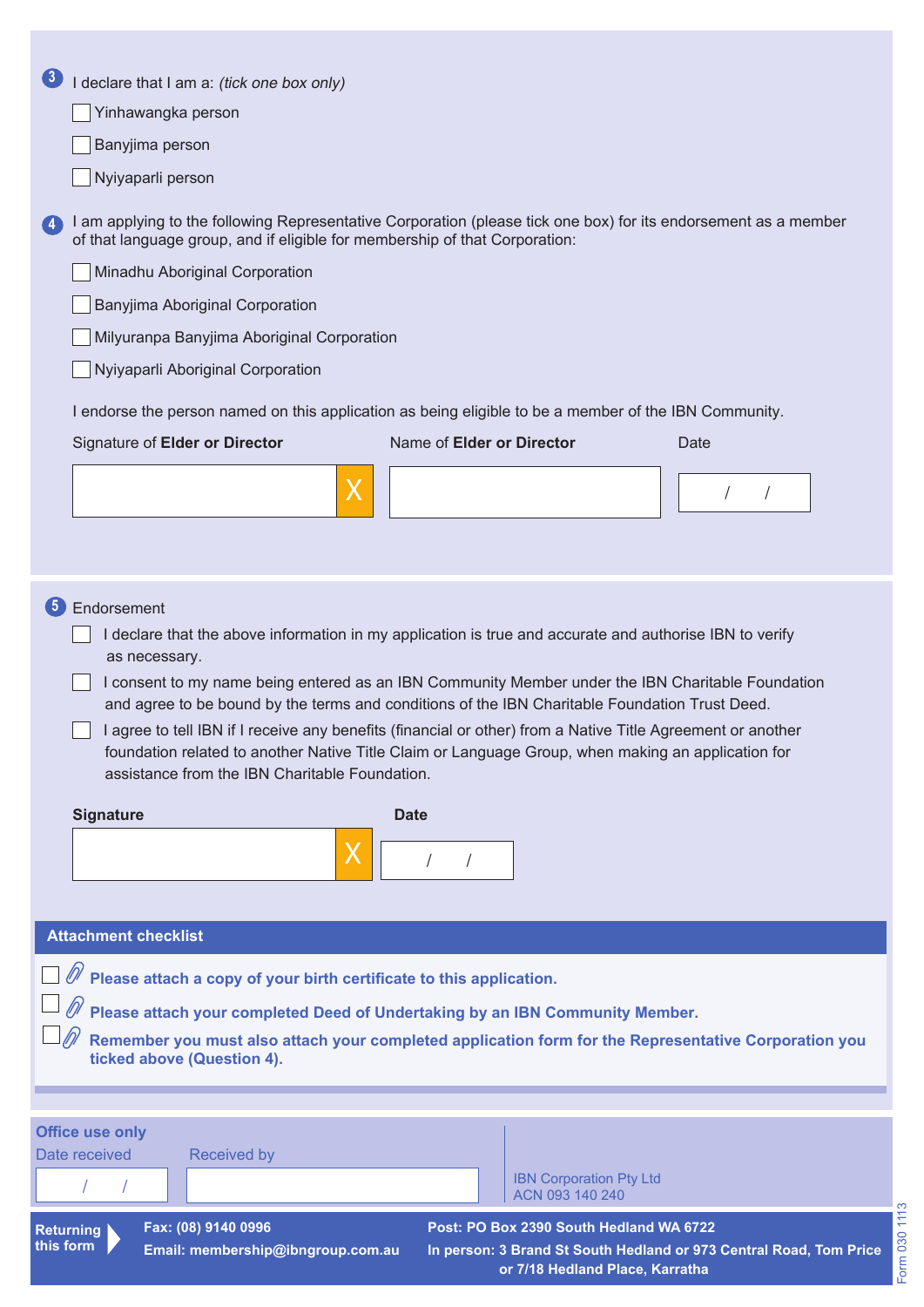3 I declare that I am a: *(tick one box only)*

- ☐ Yinhawangka person
- ☐ Banyjima person
- ☐ Nyiyaparli person

4 I am applying to the following Representative Corporation (please tick one box) for its endorsement as a member of that language group, and if eligible for membership of that Corporation:

- ☐ Minadhu Aboriginal Corporation
- ☐ Banyjima Aboriginal Corporation
- ☐ Milyuranpa Banyjima Aboriginal Corporation
- ☐ Nyiyaparli Aboriginal Corporation

I endorse the person named on this application as being eligible to be a member of the IBN Community.

| Signature of **Elder or Director** | Name of **Elder or Director** | Date |
|---|---|---|
| X | | / / |

5 Endorsement

- ☐ I declare that the above information in my application is true and accurate and authorise IBN to verify as necessary.
- ☐ I consent to my name being entered as an IBN Community Member under the IBN Charitable Foundation and agree to be bound by the terms and conditions of the IBN Charitable Foundation Trust Deed.
- ☐ I agree to tell IBN if I receive any benefits (financial or other) from a Native Title Agreement or another foundation related to another Native Title Claim or Language Group, when making an application for assistance from the IBN Charitable Foundation.

| **Signature** | **Date** |
|---|---|
| X | / / |

## Attachment checklist

- ☐ **Please attach a copy of your birth certificate to this application.**
- ☐ **Please attach your completed Deed of Undertaking by an IBN Community Member.**
- ☐ **Remember you must also attach your completed application form for the Representative Corporation you ticked above (Question 4).**

**Office use only**

| Date received | Received by |
|---|---|
| / / | |

IBN Corporation Pty Ltd
ACN 093 140 240

**Returning this form**

**Fax: (08) 9140 0996**
**Email: membership@ibngroup.com.au**

**Post: PO Box 2390 South Hedland WA 6722**
**In person: 3 Brand St South Hedland or 973 Central Road, Tom Price or 7/18 Hedland Place, Karratha**

Form 030 1113